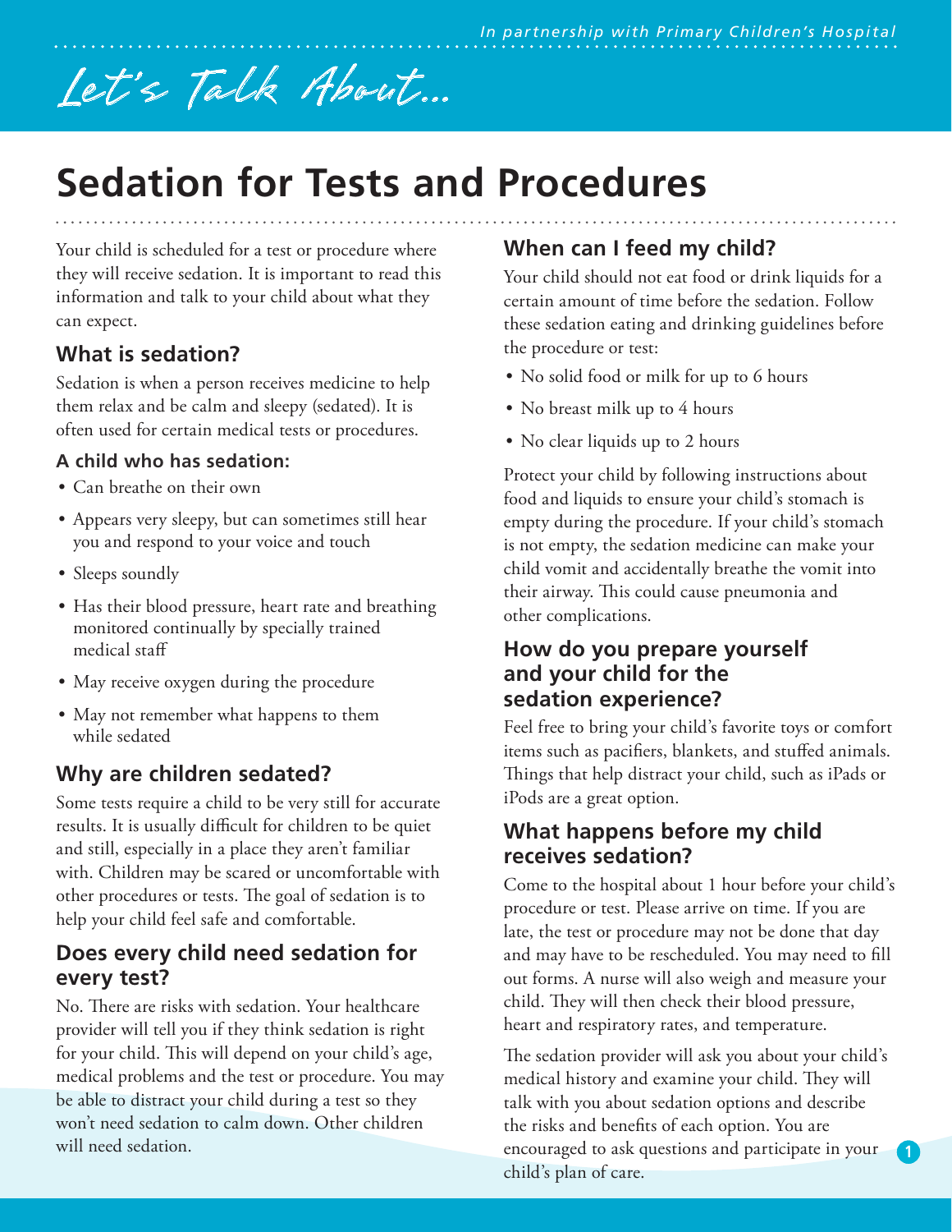*In partnership with Primary Children's Hospital*

*Let's Talk About...*

# Sedation for Tests and Procedures

Your child is scheduled for a test or procedure where they will receive sedation. It is important to read this information and talk to your child about what they can expect.

## What is sedation?

Sedation is when a person receives medicine to help them relax and be calm and sleepy (sedated). It is often used for certain medical tests or procedures.

### A child who has sedation:

- Can breathe on their own
- Appears very sleepy, but can sometimes still hear you and respond to your voice and touch
- Sleeps soundly
- Has their blood pressure, heart rate and breathing monitored continually by specially trained medical staff
- May receive oxygen during the procedure
- May not remember what happens to them while sedated

## Why are children sedated?

Some tests require a child to be very still for accurate results. It is usually difficult for children to be quiet and still, especially in a place they aren't familiar with. Children may be scared or uncomfortable with other procedures or tests. The goal of sedation is to help your child feel safe and comfortable.

## Does every child need sedation for every test?

No. There are risks with sedation. Your healthcare provider will tell you if they think sedation is right for your child. This will depend on your child's age, medical problems and the test or procedure. You may be able to distract your child during a test so they won't need sedation to calm down. Other children will need sedation.

## When can I feed my child?

Your child should not eat food or drink liquids for a certain amount of time before the sedation. Follow these sedation eating and drinking guidelines before the procedure or test:

- No solid food or milk for up to 6 hours
- No breast milk up to 4 hours
- No clear liquids up to 2 hours

Protect your child by following instructions about food and liquids to ensure your child's stomach is empty during the procedure. If your child's stomach is not empty, the sedation medicine can make your child vomit and accidentally breathe the vomit into their airway. This could cause pneumonia and other complications.

## How do you prepare yourself and your child for the sedation experience?

Feel free to bring your child's favorite toys or comfort items such as pacifiers, blankets, and stuffed animals. Things that help distract your child, such as iPads or iPods are a great option.

## What happens before my child receives sedation?

Come to the hospital about 1 hour before your child's procedure or test. Please arrive on time. If you are late, the test or procedure may not be done that day and may have to be rescheduled. You may need to fill out forms. A nurse will also weigh and measure your child. They will then check their blood pressure, heart and respiratory rates, and temperature.

The sedation provider will ask you about your child's medical history and examine your child. They will talk with you about sedation options and describe the risks and benefits of each option. You are encouraged to ask questions and participate in your child's plan of care.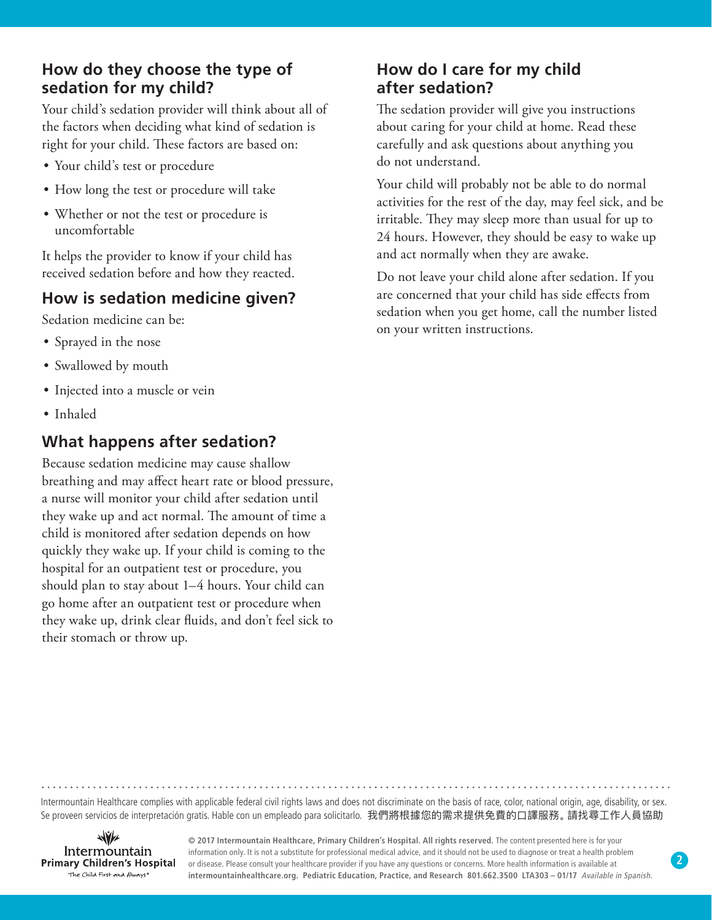## How do they choose the type of sedation for my child?

Your child's sedation provider will think about all of the factors when deciding what kind of sedation is right for your child. These factors are based on:

- Your child's test or procedure
- How long the test or procedure will take
- Whether or not the test or procedure is uncomfortable

It helps the provider to know if your child has received sedation before and how they reacted.

## How is sedation medicine given?

Sedation medicine can be:

- Sprayed in the nose
- Swallowed by mouth
- Injected into a muscle or vein
- Inhaled

## What happens after sedation?

Because sedation medicine may cause shallow breathing and may affect heart rate or blood pressure, a nurse will monitor your child after sedation until they wake up and act normal. The amount of time a child is monitored after sedation depends on how quickly they wake up. If your child is coming to the hospital for an outpatient test or procedure, you should plan to stay about 1–4 hours. Your child can go home after an outpatient test or procedure when they wake up, drink clear fluids, and don't feel sick to their stomach or throw up.

## How do I care for my child after sedation?

The sedation provider will give you instructions about caring for your child at home. Read these carefully and ask questions about anything you do not understand.

Your child will probably not be able to do normal activities for the rest of the day, may feel sick, and be irritable. They may sleep more than usual for up to 24 hours. However, they should be easy to wake up and act normally when they are awake.

Do not leave your child alone after sedation. If you are concerned that your child has side effects from sedation when you get home, call the number listed on your written instructions.

---

Intermountain Healthcare complies with applicable federal civil rights laws and does not discriminate on the basis of race, color, national origin, age, disability, or sex. Se proveen servicios de interpretación gratis. Hable con un empleado para solicitarlo. 我們將根據您的需求提供免費的口譯服務。請找尋工作人員協助

Intermountain Primary Children's Hospital
The Child First and Always®

**© 2017 Intermountain Healthcare, Primary Children's Hospital. All rights reserved.** The content presented here is for your information only. It is not a substitute for professional medical advice, and it should not be used to diagnose or treat a health problem or disease. Please consult your healthcare provider if you have any questions or concerns. More health information is available at **intermountainhealthcare.org. Pediatric Education, Practice, and Research 801.662.3500 LTA303 – 01/17** *Available in Spanish.*